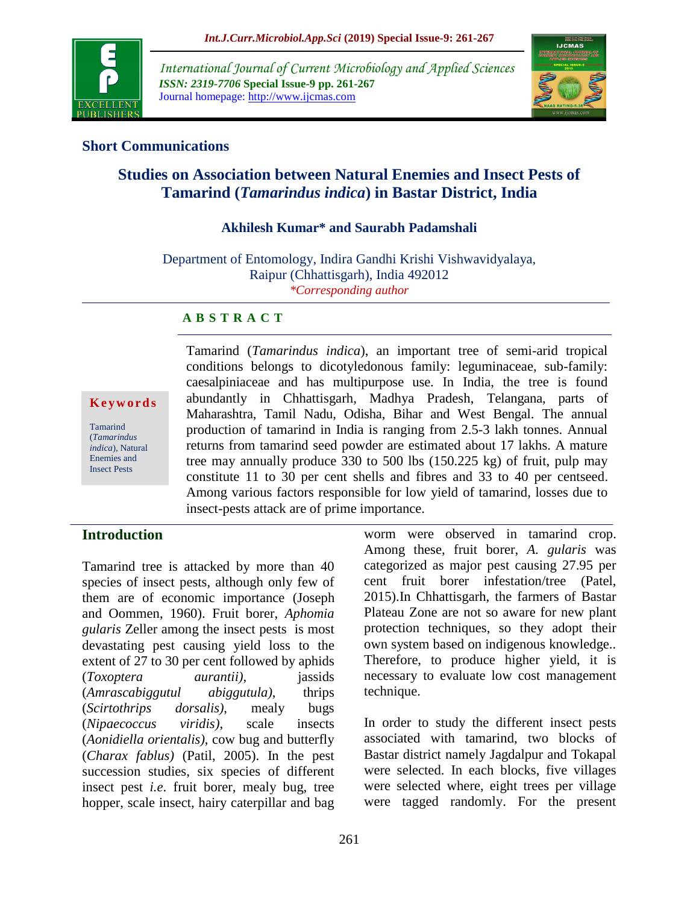## Short Communications

# Studies on Association between Natural Enemies and Insect Pests of Tamarind (*Tamarindus indica*) in Bastar District, India

**Akhilesh Kumar* and Saurabh Padamshali**

Department of Entomology, Indira Gandhi Krishi Vishwavidyalaya, Raipur (Chhattisgarh), India 492012

*Corresponding author

### A B S T R A C T

**Keywords**

Tamarind (*Tamarindus indica*), Natural Enemies and Insect Pests

Tamarind (*Tamarindus indica*), an important tree of semi-arid tropical conditions belongs to dicotyledonous family: leguminaceae, sub-family: caesalpiniaceae and has multipurpose use. In India, the tree is found abundantly in Chhattisgarh, Madhya Pradesh, Telangana, parts of Maharashtra, Tamil Nadu, Odisha, Bihar and West Bengal. The annual production of tamarind in India is ranging from 2.5-3 lakh tonnes. Annual returns from tamarind seed powder are estimated about 17 lakhs. A mature tree may annually produce 330 to 500 lbs (150.225 kg) of fruit, pulp may constitute 11 to 30 per cent shells and fibres and 33 to 40 per centseed. Among various factors responsible for low yield of tamarind, losses due to insect-pests attack are of prime importance.

## Introduction

Tamarind tree is attacked by more than 40 species of insect pests, although only few of them are of economic importance (Joseph and Oommen, 1960). Fruit borer, *Aphomia gularis* Zeller among the insect pests is most devastating pest causing yield loss to the extent of 27 to 30 per cent followed by aphids (*Toxoptera aurantii)*, jassids (*Amrascabiggutul abiggutula)*, thrips (*Scirtothrips dorsalis)*, mealy bugs (*Nipaecoccus viridis)*, scale insects (*Aonidiella orientalis)*, cow bug and butterfly (*Charax fablus)* (Patil, 2005). In the pest succession studies, six species of different insect pest *i.e.* fruit borer, mealy bug, tree hopper, scale insect, hairy caterpillar and bag worm were observed in tamarind crop. Among these, fruit borer, *A. gularis* was categorized as major pest causing 27.95 per cent fruit borer infestation/tree (Patel, 2015).In Chhattisgarh, the farmers of Bastar Plateau Zone are not so aware for new plant protection techniques, so they adopt their own system based on indigenous knowledge.. Therefore, to produce higher yield, it is necessary to evaluate low cost management technique.

In order to study the different insect pests associated with tamarind, two blocks of Bastar district namely Jagdalpur and Tokapal were selected. In each blocks, five villages were selected where, eight trees per village were tagged randomly. For the present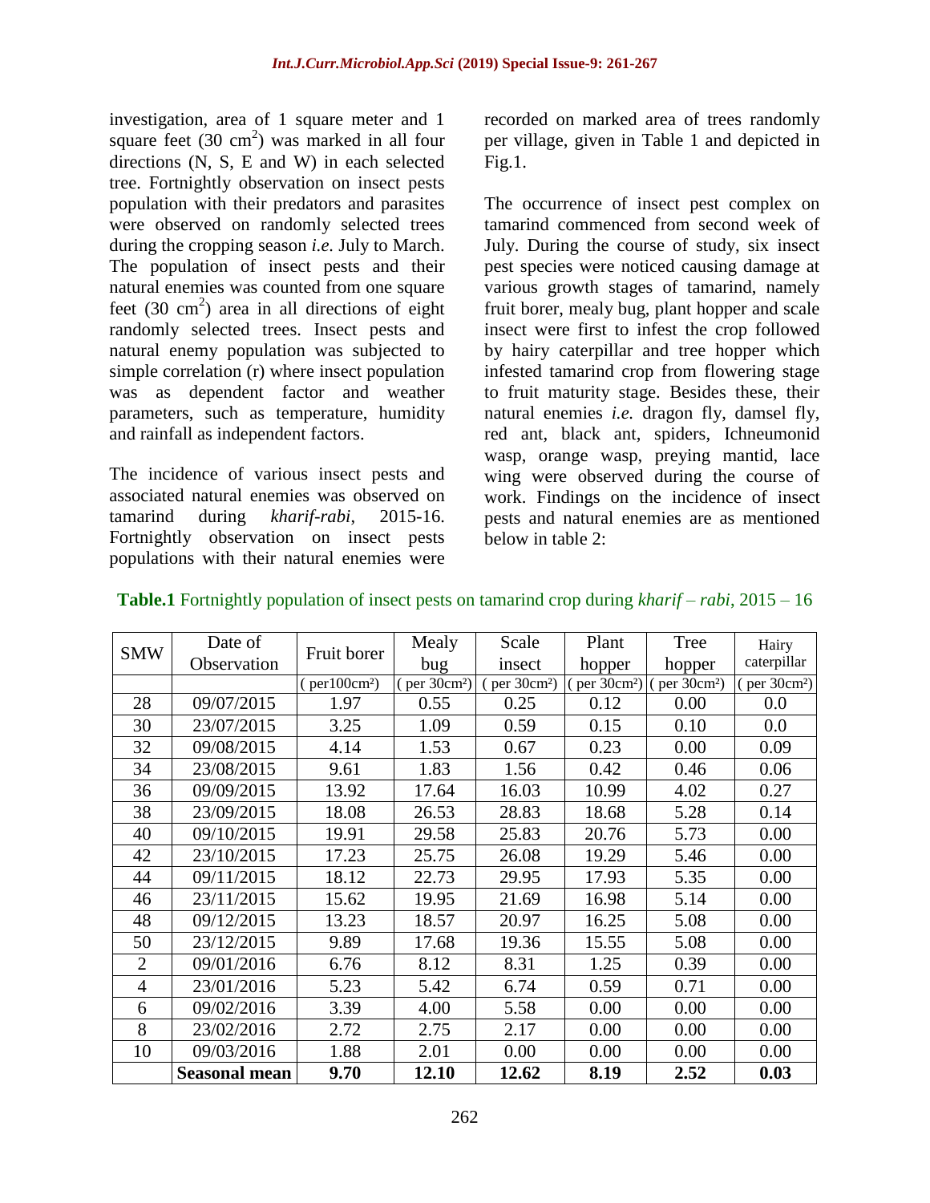investigation, area of 1 square meter and 1 square feet (30 $cm^2$) was marked in all four directions (N, S, E and W) in each selected tree. Fortnightly observation on insect pests population with their predators and parasites were observed on randomly selected trees during the cropping season *i.e.* July to March. The population of insect pests and their natural enemies was counted from one square feet (30 $cm^2$) area in all directions of eight randomly selected trees. Insect pests and natural enemy population was subjected to simple correlation (r) where insect population was as dependent factor and weather parameters, such as temperature, humidity and rainfall as independent factors.

The incidence of various insect pests and associated natural enemies was observed on tamarind during *kharif-rabi*, 2015-16. Fortnightly observation on insect pests populations with their natural enemies were recorded on marked area of trees randomly per village, given in Table 1 and depicted in Fig.1.

The occurrence of insect pest complex on tamarind commenced from second week of July. During the course of study, six insect pest species were noticed causing damage at various growth stages of tamarind, namely fruit borer, mealy bug, plant hopper and scale insect were first to infest the crop followed by hairy caterpillar and tree hopper which infested tamarind crop from flowering stage to fruit maturity stage. Besides these, their natural enemies *i.e.* dragon fly, damsel fly, red ant, black ant, spiders, Ichneumonid wasp, orange wasp, preying mantid, lace wing were observed during the course of work. Findings on the incidence of insect pests and natural enemies are as mentioned below in table 2:

**Table.1** Fortnightly population of insect pests on tamarind crop during *kharif – rabi*, 2015 – 16

| SMW | Date of Observation | Fruit borer | Mealy bug | Scale insect | Plant hopper | Tree hopper | Hairy caterpillar |
|---|---|---|---|---|---|---|---|
| | | (per100cm²) | ( per 30cm²) | ( per 30cm²) | ( per 30cm²) | ( per 30cm²) | ( per 30cm²) |
| 28 | 09/07/2015 | 1.97 | 0.55 | 0.25 | 0.12 | 0.00 | 0.0 |
| 30 | 23/07/2015 | 3.25 | 1.09 | 0.59 | 0.15 | 0.10 | 0.0 |
| 32 | 09/08/2015 | 4.14 | 1.53 | 0.67 | 0.23 | 0.00 | 0.09 |
| 34 | 23/08/2015 | 9.61 | 1.83 | 1.56 | 0.42 | 0.46 | 0.06 |
| 36 | 09/09/2015 | 13.92 | 17.64 | 16.03 | 10.99 | 4.02 | 0.27 |
| 38 | 23/09/2015 | 18.08 | 26.53 | 28.83 | 18.68 | 5.28 | 0.14 |
| 40 | 09/10/2015 | 19.91 | 29.58 | 25.83 | 20.76 | 5.73 | 0.00 |
| 42 | 23/10/2015 | 17.23 | 25.75 | 26.08 | 19.29 | 5.46 | 0.00 |
| 44 | 09/11/2015 | 18.12 | 22.73 | 29.95 | 17.93 | 5.35 | 0.00 |
| 46 | 23/11/2015 | 15.62 | 19.95 | 21.69 | 16.98 | 5.14 | 0.00 |
| 48 | 09/12/2015 | 13.23 | 18.57 | 20.97 | 16.25 | 5.08 | 0.00 |
| 50 | 23/12/2015 | 9.89 | 17.68 | 19.36 | 15.55 | 5.08 | 0.00 |
| 2 | 09/01/2016 | 6.76 | 8.12 | 8.31 | 1.25 | 0.39 | 0.00 |
| 4 | 23/01/2016 | 5.23 | 5.42 | 6.74 | 0.59 | 0.71 | 0.00 |
| 6 | 09/02/2016 | 3.39 | 4.00 | 5.58 | 0.00 | 0.00 | 0.00 |
| 8 | 23/02/2016 | 2.72 | 2.75 | 2.17 | 0.00 | 0.00 | 0.00 |
| 10 | 09/03/2016 | 1.88 | 2.01 | 0.00 | 0.00 | 0.00 | 0.00 |
| | **Seasonal mean** | **9.70** | **12.10** | **12.62** | **8.19** | **2.52** | **0.03** |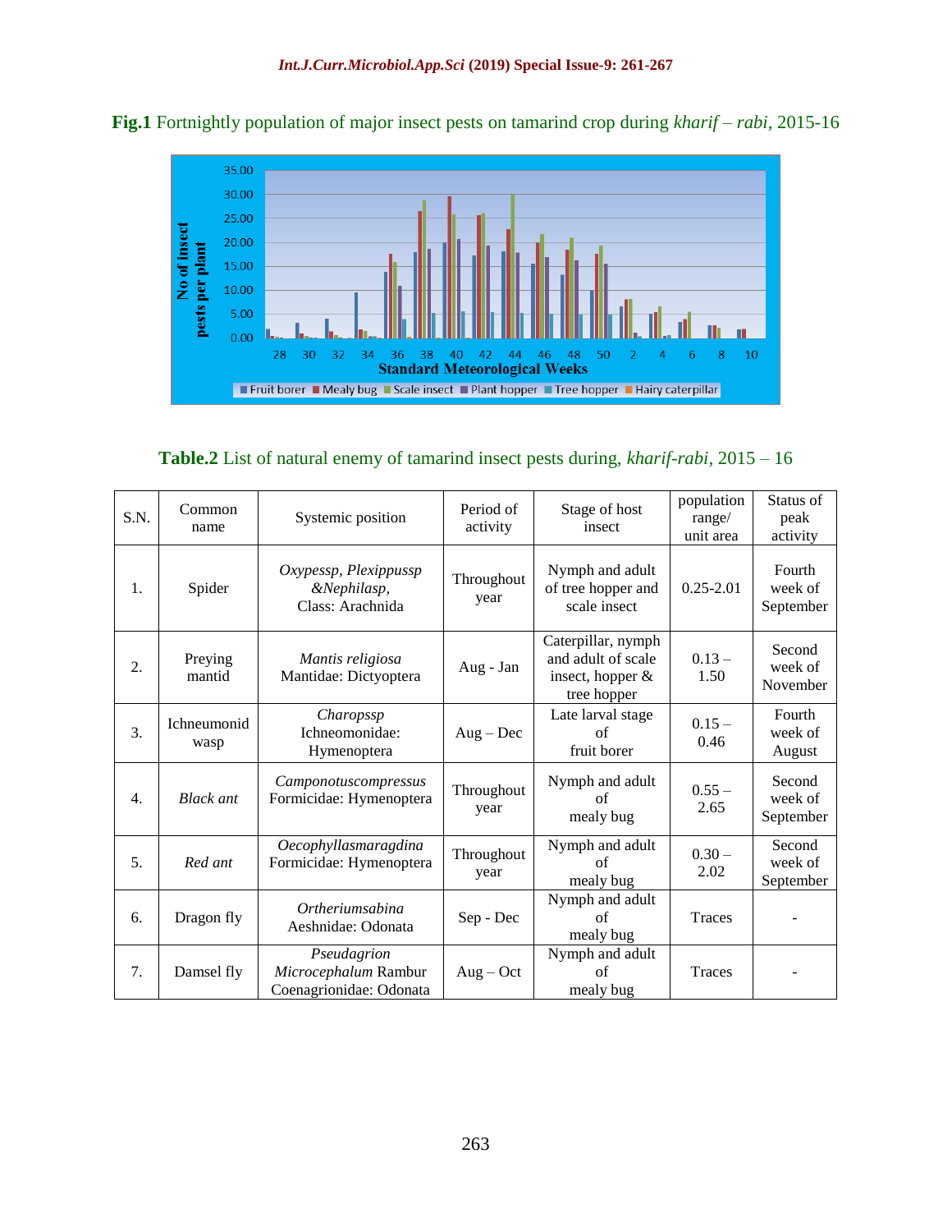**Fig.1** Fortnightly population of major insect pests on tamarind crop during *kharif – rabi*, 2015-16

**Table.2** List of natural enemy of tamarind insect pests during, *kharif-rabi*, 2015 – 16

| S.N. | Common name | Systemic position | Period of activity | Stage of host insect | population range/ unit area | Status of peak activity |
|---|---|---|---|---|---|---|
| 1. | Spider | *Oxypessp, Plexippussp &Nephilasp,* Class: Arachnida | Throughout year | Nymph and adult of tree hopper and scale insect | 0.25-2.01 | Fourth week of September |
| 2. | Preying mantid | *Mantis religiosa* Mantidae: Dictyoptera | Aug - Jan | Caterpillar, nymph and adult of scale insect, hopper & tree hopper | 0.13 – 1.50 | Second week of November |
| 3. | Ichneumonid wasp | *Charopssp* Ichneomonidae: Hymenoptera | Aug – Dec | Late larval stage of fruit borer | 0.15 – 0.46 | Fourth week of August |
| 4. | *Black ant* | *Camponotuscompressus* Formicidae: Hymenoptera | Throughout year | Nymph and adult of mealy bug | 0.55 – 2.65 | Second week of September |
| 5. | *Red ant* | *Oecophyllasmaragdina* Formicidae: Hymenoptera | Throughout year | Nymph and adult of mealy bug | 0.30 – 2.02 | Second week of September |
| 6. | Dragon fly | *Ortheriumsabina* Aeshnidae: Odonata | Sep - Dec | Nymph and adult of mealy bug | Traces | - |
| 7. | Damsel fly | *Pseudagrion Microcephalum* Rambur Coenagrionidae: Odonata | Aug – Oct | Nymph and adult of mealy bug | Traces | - |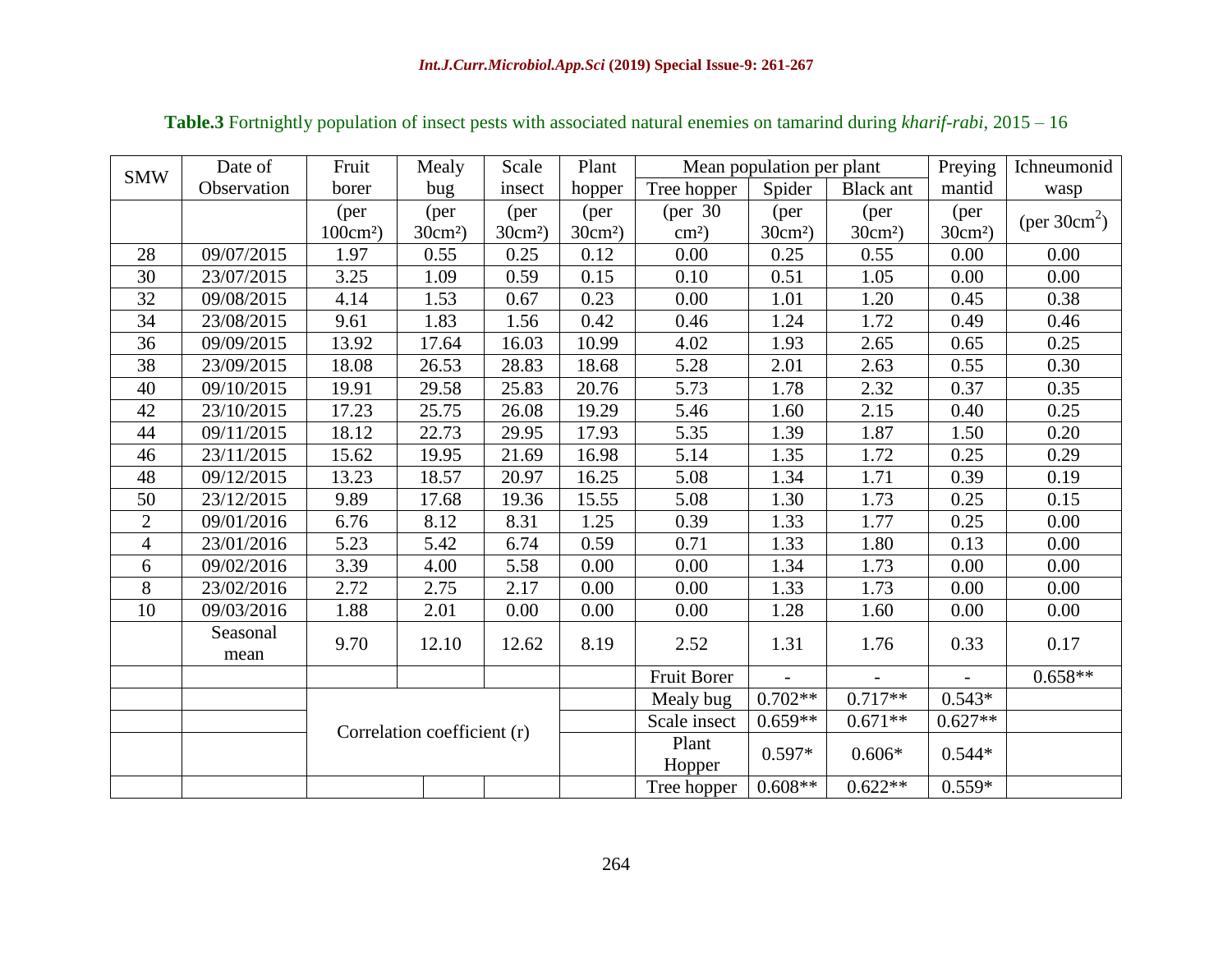**Table.3** Fortnightly population of insect pests with associated natural enemies on tamarind during *kharif-rabi*, 2015 – 16

| SMW | Date of Observation | Fruit borer | Mealy bug | Scale insect | Plant hopper | Mean population per plant | | | Preying mantid | Ichneumonid wasp |
|---|---|---|---|---|---|---|---|---|---|---|
| | | | | | | Tree hopper | Spider | Black ant | | |
| | | (per 100cm²) | (per 30cm²) | (per 30cm²) | (per 30cm²) | (per 30 cm²) | (per 30cm²) | (per 30cm²) | (per 30cm²) | (per 30cm²) |
| 28 | 09/07/2015 | 1.97 | 0.55 | 0.25 | 0.12 | 0.00 | 0.25 | 0.55 | 0.00 | 0.00 |
| 30 | 23/07/2015 | 3.25 | 1.09 | 0.59 | 0.15 | 0.10 | 0.51 | 1.05 | 0.00 | 0.00 |
| 32 | 09/08/2015 | 4.14 | 1.53 | 0.67 | 0.23 | 0.00 | 1.01 | 1.20 | 0.45 | 0.38 |
| 34 | 23/08/2015 | 9.61 | 1.83 | 1.56 | 0.42 | 0.46 | 1.24 | 1.72 | 0.49 | 0.46 |
| 36 | 09/09/2015 | 13.92 | 17.64 | 16.03 | 10.99 | 4.02 | 1.93 | 2.65 | 0.65 | 0.25 |
| 38 | 23/09/2015 | 18.08 | 26.53 | 28.83 | 18.68 | 5.28 | 2.01 | 2.63 | 0.55 | 0.30 |
| 40 | 09/10/2015 | 19.91 | 29.58 | 25.83 | 20.76 | 5.73 | 1.78 | 2.32 | 0.37 | 0.35 |
| 42 | 23/10/2015 | 17.23 | 25.75 | 26.08 | 19.29 | 5.46 | 1.60 | 2.15 | 0.40 | 0.25 |
| 44 | 09/11/2015 | 18.12 | 22.73 | 29.95 | 17.93 | 5.35 | 1.39 | 1.87 | 1.50 | 0.20 |
| 46 | 23/11/2015 | 15.62 | 19.95 | 21.69 | 16.98 | 5.14 | 1.35 | 1.72 | 0.25 | 0.29 |
| 48 | 09/12/2015 | 13.23 | 18.57 | 20.97 | 16.25 | 5.08 | 1.34 | 1.71 | 0.39 | 0.19 |
| 50 | 23/12/2015 | 9.89 | 17.68 | 19.36 | 15.55 | 5.08 | 1.30 | 1.73 | 0.25 | 0.15 |
| 2 | 09/01/2016 | 6.76 | 8.12 | 8.31 | 1.25 | 0.39 | 1.33 | 1.77 | 0.25 | 0.00 |
| 4 | 23/01/2016 | 5.23 | 5.42 | 6.74 | 0.59 | 0.71 | 1.33 | 1.80 | 0.13 | 0.00 |
| 6 | 09/02/2016 | 3.39 | 4.00 | 5.58 | 0.00 | 0.00 | 1.34 | 1.73 | 0.00 | 0.00 |
| 8 | 23/02/2016 | 2.72 | 2.75 | 2.17 | 0.00 | 0.00 | 1.33 | 1.73 | 0.00 | 0.00 |
| 10 | 09/03/2016 | 1.88 | 2.01 | 0.00 | 0.00 | 0.00 | 1.28 | 1.60 | 0.00 | 0.00 |
| | Seasonal mean | 9.70 | 12.10 | 12.62 | 8.19 | 2.52 | 1.31 | 1.76 | 0.33 | 0.17 |
| | | | | | | Fruit Borer | - | - | - | 0.658** |
| | | Correlation coefficient (r) | | | | Mealy bug | 0.702** | 0.717** | 0.543* | |
| | | | | | | Scale insect | 0.659** | 0.671** | 0.627** | |
| | | | | | | Plant Hopper | 0.597* | 0.606* | 0.544* | |
| | | | | | | Tree hopper | 0.608** | 0.622** | 0.559* | |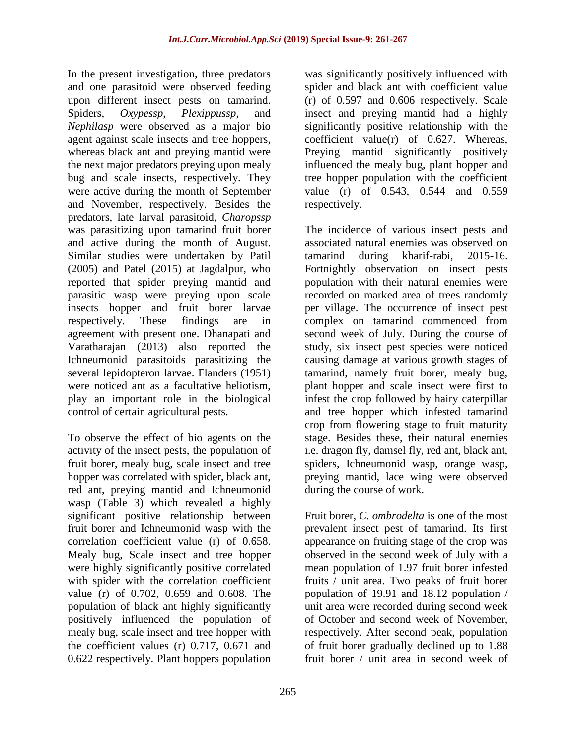In the present investigation, three predators and one parasitoid were observed feeding upon different insect pests on tamarind. Spiders, *Oxypessp*, *Plexippussp*, and *Nephilasp* were observed as a major bio agent against scale insects and tree hoppers, whereas black ant and preying mantid were the next major predators preying upon mealy bug and scale insects, respectively. They were active during the month of September and November, respectively. Besides the predators, late larval parasitoid, *Charopssp* was parasitizing upon tamarind fruit borer and active during the month of August. Similar studies were undertaken by Patil (2005) and Patel (2015) at Jagdalpur, who reported that spider preying mantid and parasitic wasp were preying upon scale insects hopper and fruit borer larvae respectively. These findings are in agreement with present one. Dhanapati and Varatharajan (2013) also reported the Ichneumonid parasitoids parasitizing the several lepidopteron larvae. Flanders (1951) were noticed ant as a facultative heliotism, play an important role in the biological control of certain agricultural pests.

To observe the effect of bio agents on the activity of the insect pests, the population of fruit borer, mealy bug, scale insect and tree hopper was correlated with spider, black ant, red ant, preying mantid and Ichneumonid wasp (Table 3) which revealed a highly significant positive relationship between fruit borer and Ichneumonid wasp with the correlation coefficient value (r) of 0.658. Mealy bug, Scale insect and tree hopper were highly significantly positive correlated with spider with the correlation coefficient value (r) of 0.702, 0.659 and 0.608. The population of black ant highly significantly positively influenced the population of mealy bug, scale insect and tree hopper with the coefficient values (r) 0.717, 0.671 and 0.622 respectively. Plant hoppers population was significantly positively influenced with spider and black ant with coefficient value (r) of 0.597 and 0.606 respectively. Scale insect and preying mantid had a highly significantly positive relationship with the coefficient value(r) of 0.627. Whereas, Preying mantid significantly positively influenced the mealy bug, plant hopper and tree hopper population with the coefficient value (r) of 0.543, 0.544 and 0.559 respectively.

The incidence of various insect pests and associated natural enemies was observed on tamarind during kharif-rabi, 2015-16. Fortnightly observation on insect pests population with their natural enemies were recorded on marked area of trees randomly per village. The occurrence of insect pest complex on tamarind commenced from second week of July. During the course of study, six insect pest species were noticed causing damage at various growth stages of tamarind, namely fruit borer, mealy bug, plant hopper and scale insect were first to infest the crop followed by hairy caterpillar and tree hopper which infested tamarind crop from flowering stage to fruit maturity stage. Besides these, their natural enemies i.e. dragon fly, damsel fly, red ant, black ant, spiders, Ichneumonid wasp, orange wasp, preying mantid, lace wing were observed during the course of work.

Fruit borer, *C. ombrodelta* is one of the most prevalent insect pest of tamarind. Its first appearance on fruiting stage of the crop was observed in the second week of July with a mean population of 1.97 fruit borer infested fruits / unit area. Two peaks of fruit borer population of 19.91 and 18.12 population / unit area were recorded during second week of October and second week of November, respectively. After second peak, population of fruit borer gradually declined up to 1.88 fruit borer / unit area in second week of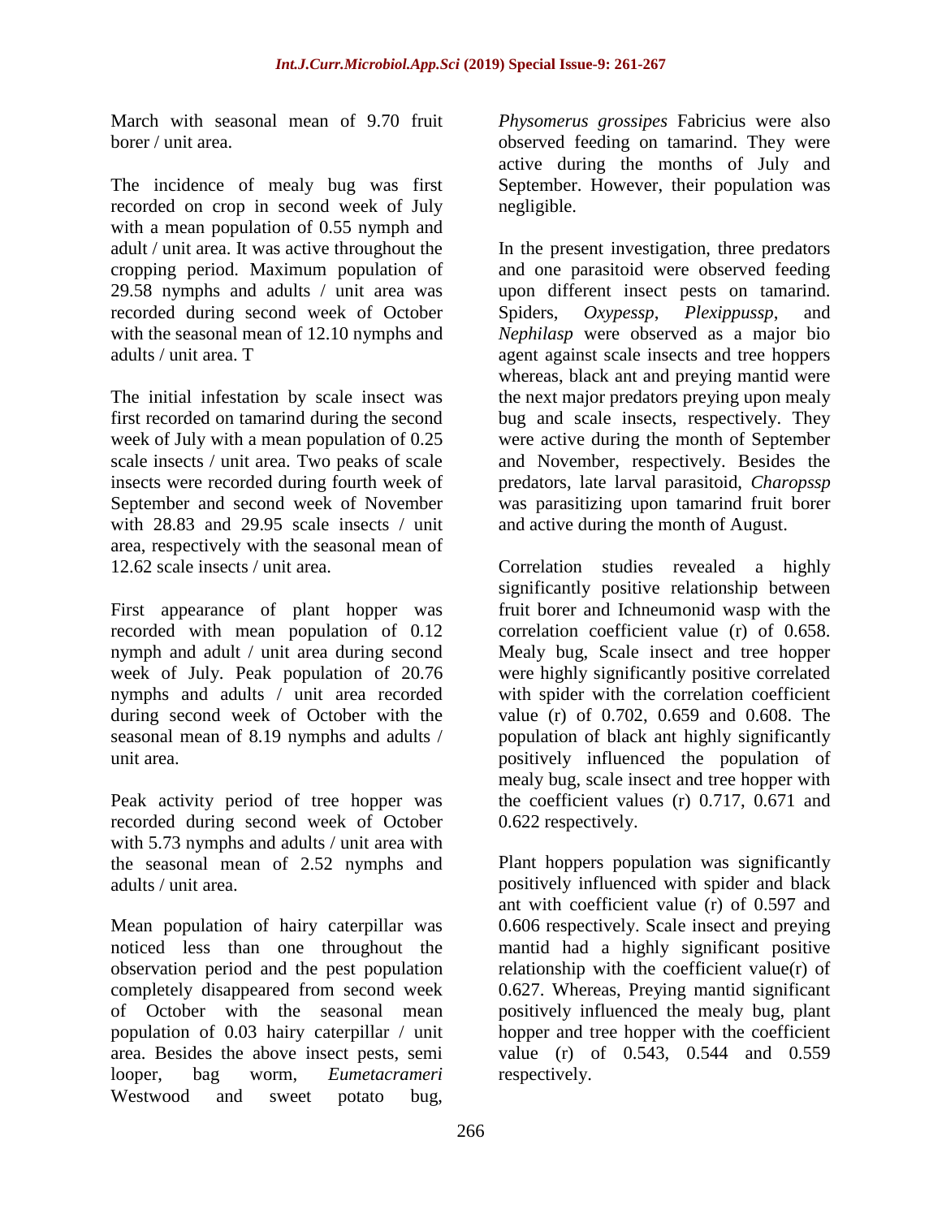March with seasonal mean of 9.70 fruit borer / unit area.

The incidence of mealy bug was first recorded on crop in second week of July with a mean population of 0.55 nymph and adult / unit area. It was active throughout the cropping period. Maximum population of 29.58 nymphs and adults / unit area was recorded during second week of October with the seasonal mean of 12.10 nymphs and adults / unit area. T

The initial infestation by scale insect was first recorded on tamarind during the second week of July with a mean population of 0.25 scale insects / unit area. Two peaks of scale insects were recorded during fourth week of September and second week of November with 28.83 and 29.95 scale insects / unit area, respectively with the seasonal mean of 12.62 scale insects / unit area.

First appearance of plant hopper was recorded with mean population of 0.12 nymph and adult / unit area during second week of July. Peak population of 20.76 nymphs and adults / unit area recorded during second week of October with the seasonal mean of 8.19 nymphs and adults / unit area.

Peak activity period of tree hopper was recorded during second week of October with 5.73 nymphs and adults / unit area with the seasonal mean of 2.52 nymphs and adults / unit area.

Mean population of hairy caterpillar was noticed less than one throughout the observation period and the pest population completely disappeared from second week of October with the seasonal mean population of 0.03 hairy caterpillar / unit area. Besides the above insect pests, semi looper, bag worm, *Eumetacrameri* Westwood and sweet potato bug, *Physomerus grossipes* Fabricius were also observed feeding on tamarind. They were active during the months of July and September. However, their population was negligible.

In the present investigation, three predators and one parasitoid were observed feeding upon different insect pests on tamarind. Spiders, *Oxypessp*, *Plexippussp*, and *Nephilasp* were observed as a major bio agent against scale insects and tree hoppers whereas, black ant and preying mantid were the next major predators preying upon mealy bug and scale insects, respectively. They were active during the month of September and November, respectively. Besides the predators, late larval parasitoid, *Charopssp* was parasitizing upon tamarind fruit borer and active during the month of August.

Correlation studies revealed a highly significantly positive relationship between fruit borer and Ichneumonid wasp with the correlation coefficient value (r) of 0.658. Mealy bug, Scale insect and tree hopper were highly significantly positive correlated with spider with the correlation coefficient value (r) of 0.702, 0.659 and 0.608. The population of black ant highly significantly positively influenced the population of mealy bug, scale insect and tree hopper with the coefficient values (r) 0.717, 0.671 and 0.622 respectively.

Plant hoppers population was significantly positively influenced with spider and black ant with coefficient value (r) of 0.597 and 0.606 respectively. Scale insect and preying mantid had a highly significant positive relationship with the coefficient value(r) of 0.627. Whereas, Preying mantid significant positively influenced the mealy bug, plant hopper and tree hopper with the coefficient value (r) of 0.543, 0.544 and 0.559 respectively.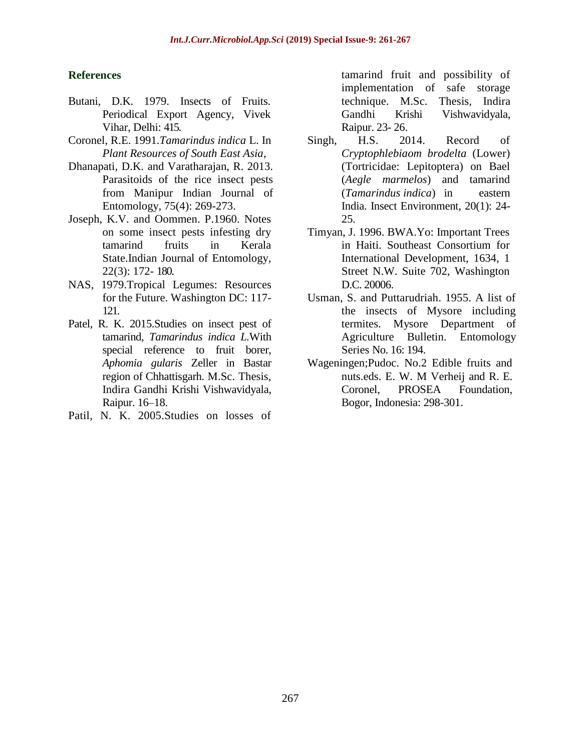## References

Butani, D.K. 1979. Insects of Fruits. Periodical Export Agency, Vivek Vihar, Delhi: 415.

Coronel, R.E. 1991.*Tamarindus indica* L. In *Plant Resources of South East Asia*,

Dhanapati, D.K. and Varatharajan, R. 2013. Parasitoids of the rice insect pests from Manipur Indian Journal of Entomology, 75(4): 269-273.

Joseph, K.V. and Oommen. P.1960. Notes on some insect pests infesting dry tamarind fruits in Kerala State.Indian Journal of Entomology, 22(3): 172- 180.

NAS, 1979.Tropical Legumes: Resources for the Future. Washington DC: 117-121.

Patel, R. K. 2015.Studies on insect pest of tamarind, *Tamarindus indica L.*With special reference to fruit borer, *Aphomia gularis* Zeller in Bastar region of Chhattisgarh. M.Sc. Thesis, Indira Gandhi Krishi Vishwavidyala, Raipur. 16–18.

Patil, N. K. 2005.Studies on losses of tamarind fruit and possibility of implementation of safe storage technique. M.Sc. Thesis, Indira Gandhi Krishi Vishwavidyala, Raipur. 23- 26.

Singh, H.S. 2014. Record of *Cryptophlebiaom brodelta* (Lower) (Tortricidae: Lepitoptera) on Bael (*Aegle marmelos*) and tamarind (*Tamarindus indica*) in eastern India. Insect Environment, 20(1): 24-25.

Timyan, J. 1996. BWA.Yo: Important Trees in Haiti. Southeast Consortium for International Development, 1634, 1 Street N.W. Suite 702, Washington D.C. 20006.

Usman, S. and Puttarudriah. 1955. A list of the insects of Mysore including termites. Mysore Department of Agriculture Bulletin. Entomology Series No. 16: 194.

Wageningen;Pudoc. No.2 Edible fruits and nuts.eds. E. W. M Verheij and R. E. Coronel, PROSEA Foundation, Bogor, Indonesia: 298-301.